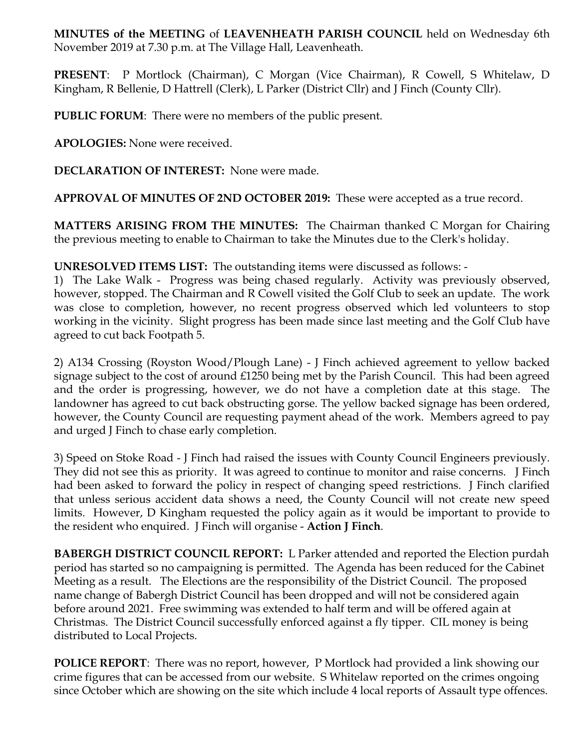**MINUTES of the MEETING** of **LEAVENHEATH PARISH COUNCIL** held on Wednesday 6th November 2019 at 7.30 p.m. at The Village Hall, Leavenheath.

**PRESENT**: P Mortlock (Chairman), C Morgan (Vice Chairman), R Cowell, S Whitelaw, D Kingham, R Bellenie, D Hattrell (Clerk), L Parker (District Cllr) and J Finch (County Cllr).

**PUBLIC FORUM**: There were no members of the public present.

**APOLOGIES:** None were received.

**DECLARATION OF INTEREST:** None were made.

**APPROVAL OF MINUTES OF 2ND OCTOBER 2019:** These were accepted as a true record.

**MATTERS ARISING FROM THE MINUTES:** The Chairman thanked C Morgan for Chairing the previous meeting to enable to Chairman to take the Minutes due to the Clerk's holiday.

**UNRESOLVED ITEMS LIST:** The outstanding items were discussed as follows: -

1) The Lake Walk - Progress was being chased regularly. Activity was previously observed, however, stopped. The Chairman and R Cowell visited the Golf Club to seek an update. The work was close to completion, however, no recent progress observed which led volunteers to stop working in the vicinity. Slight progress has been made since last meeting and the Golf Club have agreed to cut back Footpath 5.

2) A134 Crossing (Royston Wood/Plough Lane) - J Finch achieved agreement to yellow backed signage subject to the cost of around £1250 being met by the Parish Council. This had been agreed and the order is progressing, however, we do not have a completion date at this stage. The landowner has agreed to cut back obstructing gorse. The yellow backed signage has been ordered, however, the County Council are requesting payment ahead of the work. Members agreed to pay and urged J Finch to chase early completion.

3) Speed on Stoke Road - J Finch had raised the issues with County Council Engineers previously. They did not see this as priority. It was agreed to continue to monitor and raise concerns. J Finch had been asked to forward the policy in respect of changing speed restrictions. J Finch clarified that unless serious accident data shows a need, the County Council will not create new speed limits. However, D Kingham requested the policy again as it would be important to provide to the resident who enquired. J Finch will organise - **Action J Finch**.

**BABERGH DISTRICT COUNCIL REPORT:** L Parker attended and reported the Election purdah period has started so no campaigning is permitted. The Agenda has been reduced for the Cabinet Meeting as a result. The Elections are the responsibility of the District Council. The proposed name change of Babergh District Council has been dropped and will not be considered again before around 2021. Free swimming was extended to half term and will be offered again at Christmas. The District Council successfully enforced against a fly tipper. CIL money is being distributed to Local Projects.

**POLICE REPORT**: There was no report, however, P Mortlock had provided a link showing our crime figures that can be accessed from our website. S Whitelaw reported on the crimes ongoing since October which are showing on the site which include 4 local reports of Assault type offences.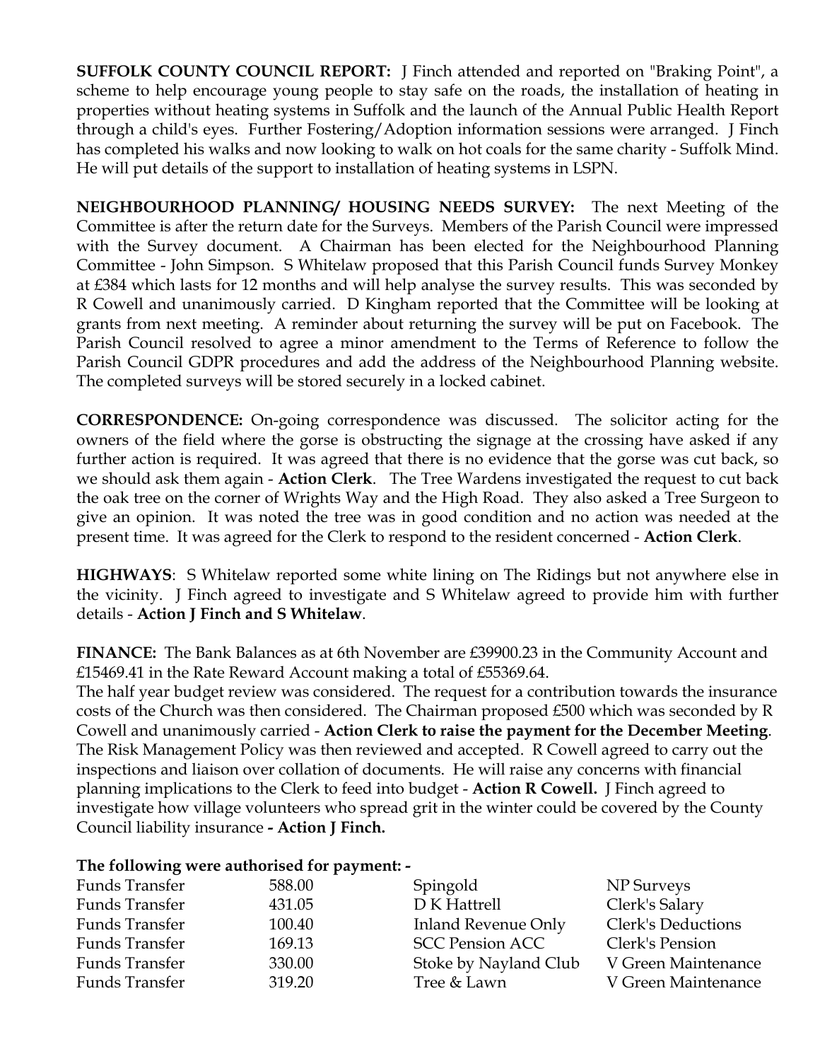**SUFFOLK COUNTY COUNCIL REPORT:** J Finch attended and reported on "Braking Point", a scheme to help encourage young people to stay safe on the roads, the installation of heating in properties without heating systems in Suffolk and the launch of the Annual Public Health Report through a child's eyes. Further Fostering/Adoption information sessions were arranged. J Finch has completed his walks and now looking to walk on hot coals for the same charity - Suffolk Mind. He will put details of the support to installation of heating systems in LSPN.

**NEIGHBOURHOOD PLANNING/ HOUSING NEEDS SURVEY:** The next Meeting of the Committee is after the return date for the Surveys. Members of the Parish Council were impressed with the Survey document. A Chairman has been elected for the Neighbourhood Planning Committee - John Simpson. S Whitelaw proposed that this Parish Council funds Survey Monkey at £384 which lasts for 12 months and will help analyse the survey results. This was seconded by R Cowell and unanimously carried. D Kingham reported that the Committee will be looking at grants from next meeting. A reminder about returning the survey will be put on Facebook. The Parish Council resolved to agree a minor amendment to the Terms of Reference to follow the Parish Council GDPR procedures and add the address of the Neighbourhood Planning website. The completed surveys will be stored securely in a locked cabinet.

**CORRESPONDENCE:** On-going correspondence was discussed. The solicitor acting for the owners of the field where the gorse is obstructing the signage at the crossing have asked if any further action is required. It was agreed that there is no evidence that the gorse was cut back, so we should ask them again - **Action Clerk**. The Tree Wardens investigated the request to cut back the oak tree on the corner of Wrights Way and the High Road. They also asked a Tree Surgeon to give an opinion. It was noted the tree was in good condition and no action was needed at the present time. It was agreed for the Clerk to respond to the resident concerned - **Action Clerk**.

**HIGHWAYS**: S Whitelaw reported some white lining on The Ridings but not anywhere else in the vicinity. J Finch agreed to investigate and S Whitelaw agreed to provide him with further details - **Action J Finch and S Whitelaw**.

**FINANCE:** The Bank Balances as at 6th November are £39900.23 in the Community Account and £15469.41 in the Rate Reward Account making a total of £55369.64.
The half year budget review was considered. The request for a contribution towards the insurance costs of the Church was then considered. The Chairman proposed £500 which was seconded by R Cowell and unanimously carried - **Action Clerk to raise the payment for the December Meeting**. The Risk Management Policy was then reviewed and accepted. R Cowell agreed to carry out the inspections and liaison over collation of documents. He will raise any concerns with financial planning implications to the Clerk to feed into budget - **Action R Cowell.** J Finch agreed to investigate how village volunteers who spread grit in the winter could be covered by the County Council liability insurance **- Action J Finch.**

**The following were authorised for payment: -**

| | | | |
|---|---|---|---|
| Funds Transfer | 588.00 | Spingold | NP Surveys |
| Funds Transfer | 431.05 | D K Hattrell | Clerk's Salary |
| Funds Transfer | 100.40 | Inland Revenue Only | Clerk's Deductions |
| Funds Transfer | 169.13 | SCC Pension ACC | Clerk's Pension |
| Funds Transfer | 330.00 | Stoke by Nayland Club | V Green Maintenance |
| Funds Transfer | 319.20 | Tree & Lawn | V Green Maintenance |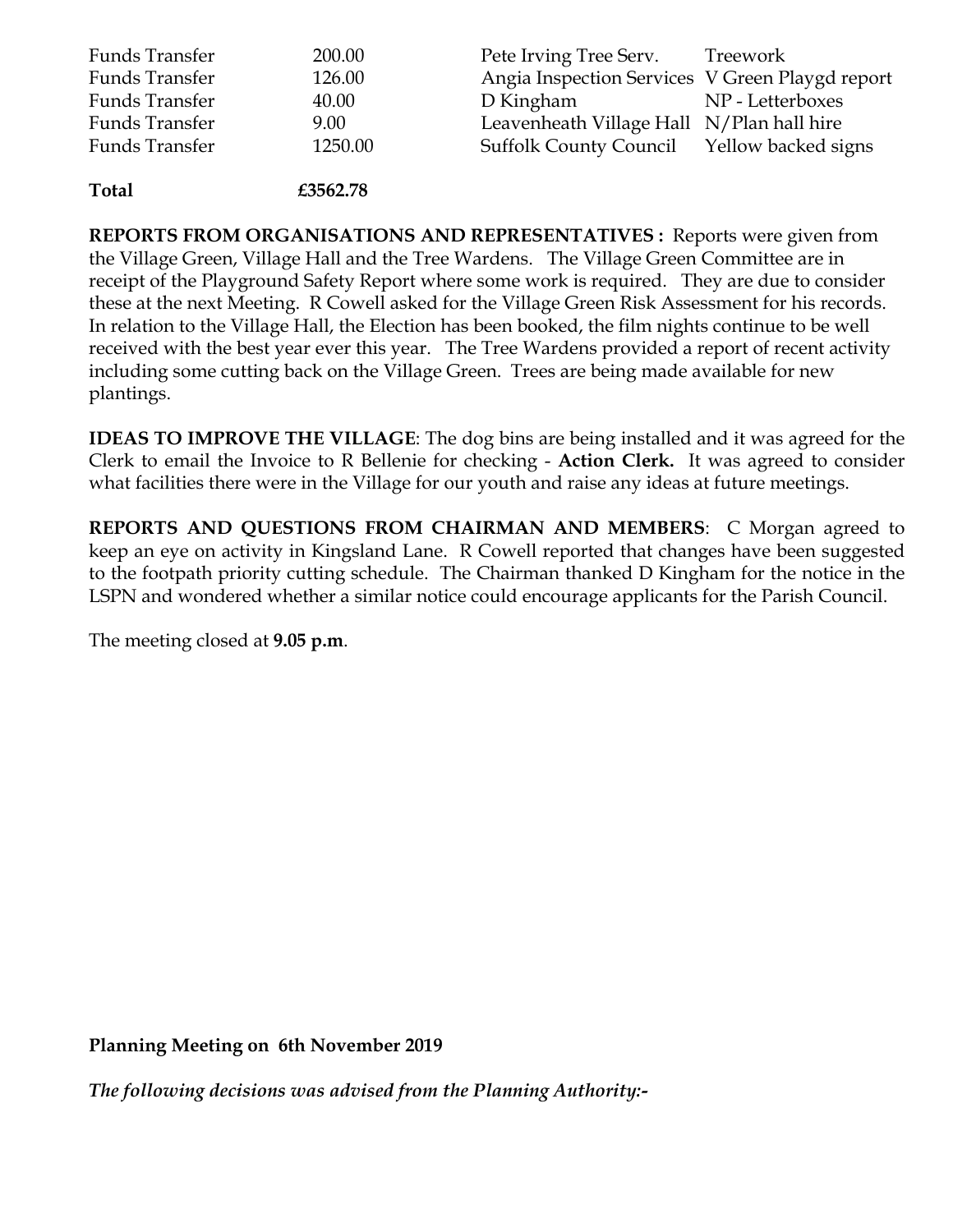| | | | |
|---|---|---|---|
| Funds Transfer | 200.00 | Pete Irving Tree Serv. | Treework |
| Funds Transfer | 126.00 | Angia Inspection Services | V Green Playgd report |
| Funds Transfer | 40.00 | D Kingham | NP - Letterboxes |
| Funds Transfer | 9.00 | Leavenheath Village Hall | N/Plan hall hire |
| Funds Transfer | 1250.00 | Suffolk County Council | Yellow backed signs |
| **Total** | **£3562.78** | | |

**REPORTS FROM ORGANISATIONS AND REPRESENTATIVES :** Reports were given from the Village Green, Village Hall and the Tree Wardens. The Village Green Committee are in receipt of the Playground Safety Report where some work is required. They are due to consider these at the next Meeting. R Cowell asked for the Village Green Risk Assessment for his records. In relation to the Village Hall, the Election has been booked, the film nights continue to be well received with the best year ever this year. The Tree Wardens provided a report of recent activity including some cutting back on the Village Green. Trees are being made available for new plantings.

**IDEAS TO IMPROVE THE VILLAGE**: The dog bins are being installed and it was agreed for the Clerk to email the Invoice to R Bellenie for checking - **Action Clerk.** It was agreed to consider what facilities there were in the Village for our youth and raise any ideas at future meetings.

**REPORTS AND QUESTIONS FROM CHAIRMAN AND MEMBERS**: C Morgan agreed to keep an eye on activity in Kingsland Lane. R Cowell reported that changes have been suggested to the footpath priority cutting schedule. The Chairman thanked D Kingham for the notice in the LSPN and wondered whether a similar notice could encourage applicants for the Parish Council.

The meeting closed at **9.05 p.m**.

**Planning Meeting on 6th November 2019**

***The following decisions was advised from the Planning Authority:-***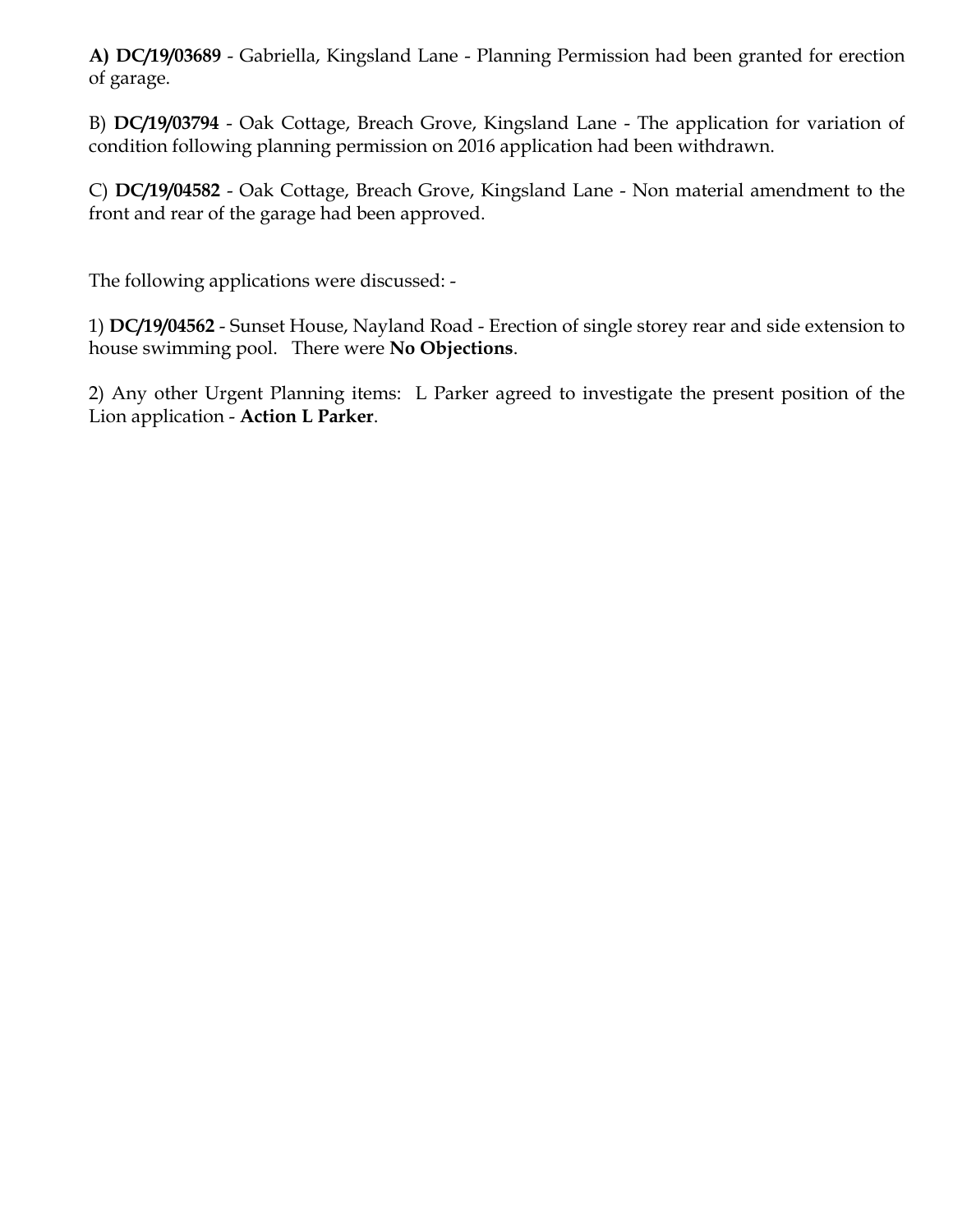**A) DC/19/03689** - Gabriella, Kingsland Lane - Planning Permission had been granted for erection of garage.

B) **DC/19/03794** - Oak Cottage, Breach Grove, Kingsland Lane - The application for variation of condition following planning permission on 2016 application had been withdrawn.

C) **DC/19/04582** - Oak Cottage, Breach Grove, Kingsland Lane - Non material amendment to the front and rear of the garage had been approved.

The following applications were discussed: -

1) **DC/19/04562** - Sunset House, Nayland Road - Erection of single storey rear and side extension to house swimming pool. There were **No Objections**.

2) Any other Urgent Planning items: L Parker agreed to investigate the present position of the Lion application - **Action L Parker**.